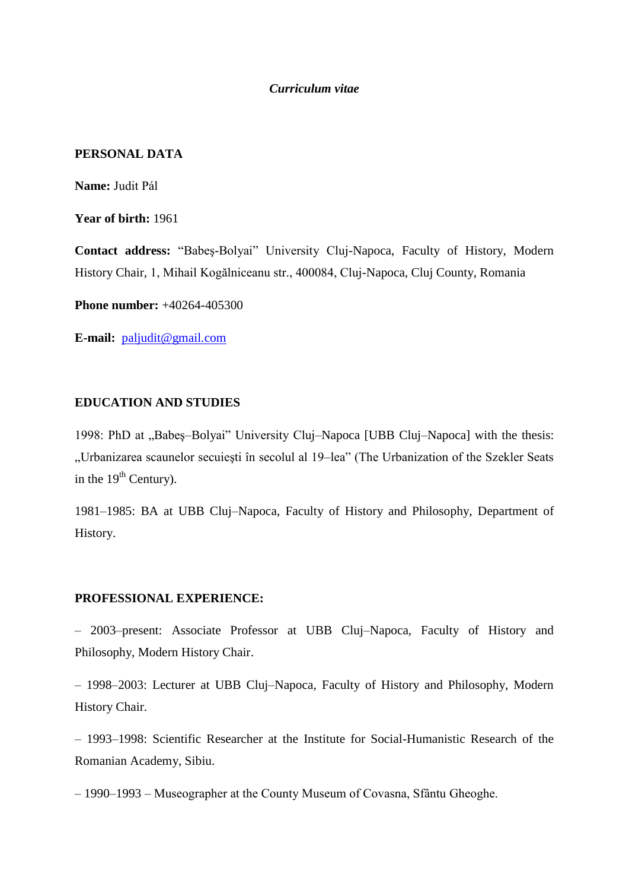*Curriculum vitae*

## PERSONAL DATA

**Name:** Judit Pál

**Year of birth:** 1961

**Contact address:** "Babeş-Bolyai" University Cluj-Napoca, Faculty of History, Modern History Chair, 1, Mihail Kogălniceanu str., 400084, Cluj-Napoca, Cluj County, Romania

**Phone number:** +40264-405300

**E-mail:** paljudit@gmail.com

## EDUCATION AND STUDIES

1998: PhD at „Babeş–Bolyai" University Cluj–Napoca [UBB Cluj–Napoca] with the thesis: „Urbanizarea scaunelor secuieşti în secolul al 19–lea" (The Urbanization of the Szekler Seats in the 19th Century).

1981–1985: BA at UBB Cluj–Napoca, Faculty of History and Philosophy, Department of History.

## PROFESSIONAL EXPERIENCE:

– 2003–present: Associate Professor at UBB Cluj–Napoca, Faculty of History and Philosophy, Modern History Chair.

– 1998–2003: Lecturer at UBB Cluj–Napoca, Faculty of History and Philosophy, Modern History Chair.

– 1993–1998: Scientific Researcher at the Institute for Social-Humanistic Research of the Romanian Academy, Sibiu.

– 1990–1993 – Museographer at the County Museum of Covasna, Sfântu Gheoghe.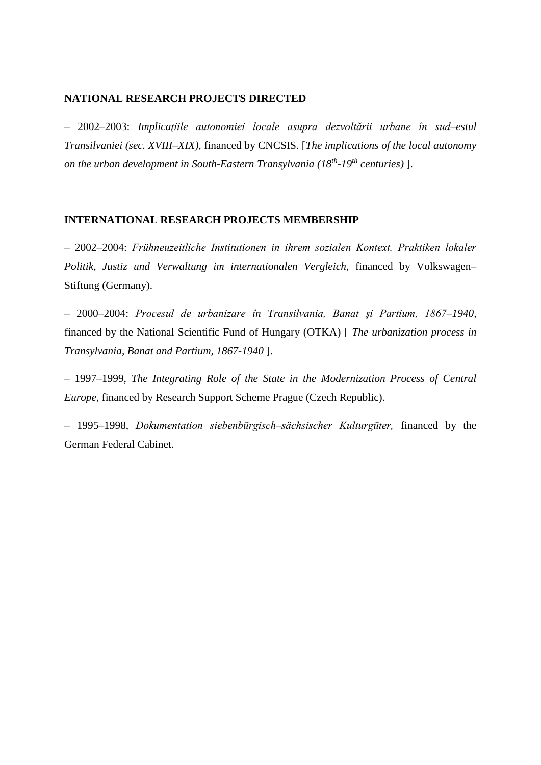## NATIONAL RESEARCH PROJECTS DIRECTED

– 2002–2003: *Implicaţiile autonomiei locale asupra dezvoltării urbane în sud–estul Transilvaniei (sec. XVIII–XIX)*, financed by CNCSIS. [*The implications of the local autonomy on the urban development in South-Eastern Transylvania (18th-19th centuries)* ].

## INTERNATIONAL RESEARCH PROJECTS MEMBERSHIP

– 2002–2004: *Frühneuzeitliche Institutionen in ihrem sozialen Kontext. Praktiken lokaler Politik, Justiz und Verwaltung im internationalen Vergleich*, financed by Volkswagen–Stiftung (Germany).

– 2000–2004: *Procesul de urbanizare în Transilvania, Banat şi Partium, 1867–1940*, financed by the National Scientific Fund of Hungary (OTKA) [ *The urbanization process in Transylvania, Banat and Partium, 1867-1940* ].

– 1997–1999, *The Integrating Role of the State in the Modernization Process of Central Europe*, financed by Research Support Scheme Prague (Czech Republic).

– 1995–1998, *Dokumentation siebenbürgisch–sächsischer Kulturgüter,* financed by the German Federal Cabinet.